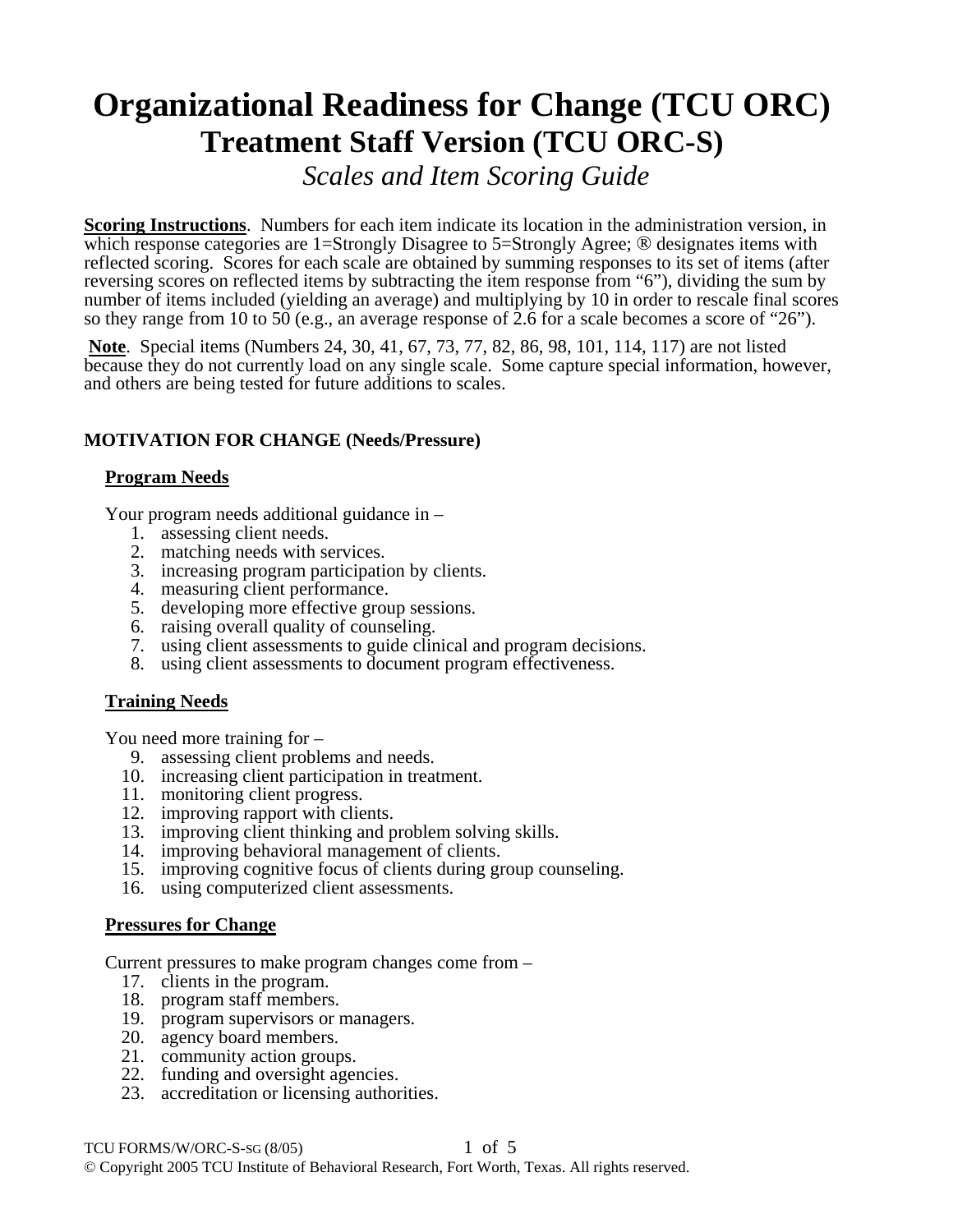# Organizational Readiness for Change (TCU ORC)

## Treatment Staff Version (TCU ORC-S)

*Scales and Item Scoring Guide*

**Scoring Instructions**. Numbers for each item indicate its location in the administration version, in which response categories are 1=Strongly Disagree to 5=Strongly Agree; ® designates items with reflected scoring. Scores for each scale are obtained by summing responses to its set of items (after reversing scores on reflected items by subtracting the item response from "6"), dividing the sum by number of items included (yielding an average) and multiplying by 10 in order to rescale final scores so they range from 10 to 50 (e.g., an average response of 2.6 for a scale becomes a score of "26").

**Note**. Special items (Numbers 24, 30, 41, 67, 73, 77, 82, 86, 98, 101, 114, 117) are not listed because they do not currently load on any single scale. Some capture special information, however, and others are being tested for future additions to scales.

### MOTIVATION FOR CHANGE (Needs/Pressure)

#### Program Needs

Your program needs additional guidance in –

1. assessing client needs.
2. matching needs with services.
3. increasing program participation by clients.
4. measuring client performance.
5. developing more effective group sessions.
6. raising overall quality of counseling.
7. using client assessments to guide clinical and program decisions.
8. using client assessments to document program effectiveness.

#### Training Needs

You need more training for –

9. assessing client problems and needs.
10. increasing client participation in treatment.
11. monitoring client progress.
12. improving rapport with clients.
13. improving client thinking and problem solving skills.
14. improving behavioral management of clients.
15. improving cognitive focus of clients during group counseling.
16. using computerized client assessments.

#### Pressures for Change

Current pressures to make program changes come from –

17. clients in the program.
18. program staff members.
19. program supervisors or managers.
20. agency board members.
21. community action groups.
22. funding and oversight agencies.
23. accreditation or licensing authorities.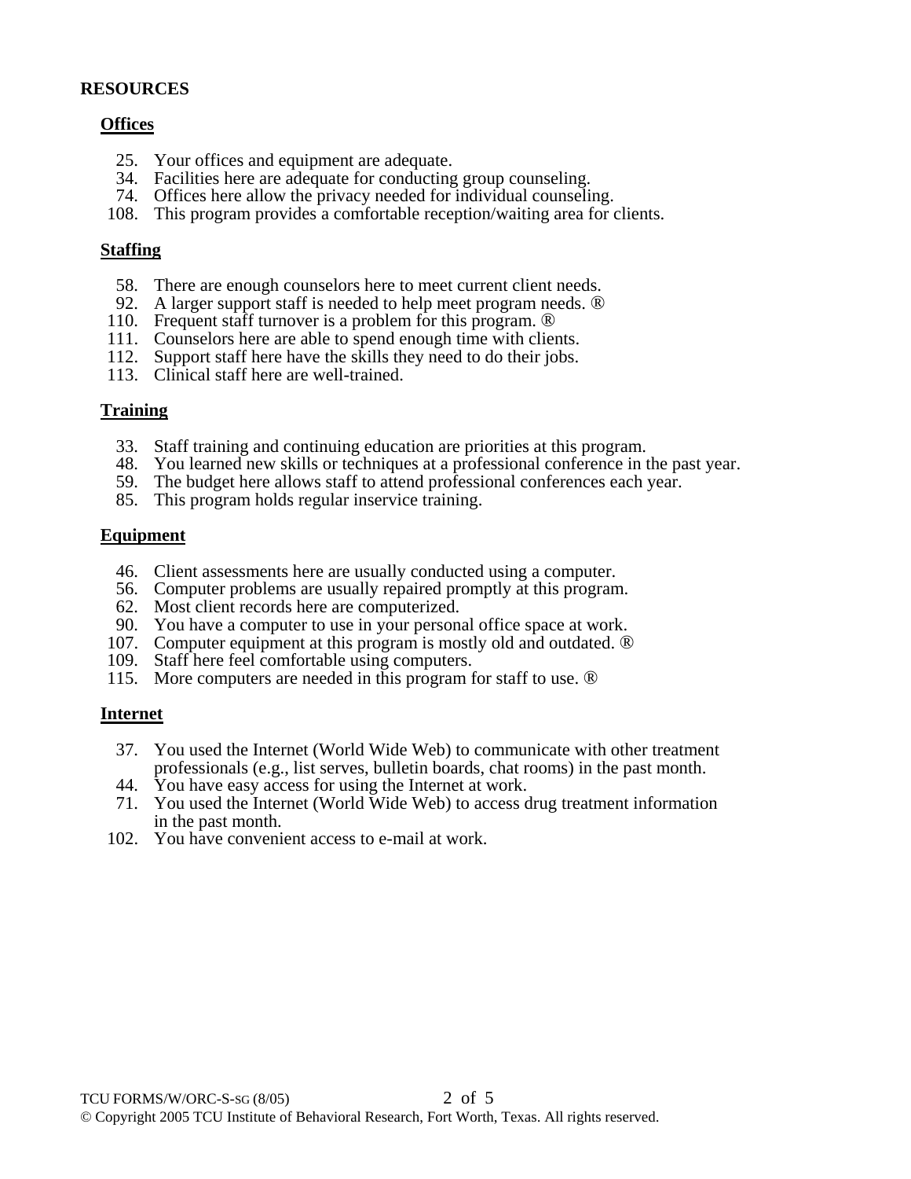**RESOURCES**

**Offices**

25. Your offices and equipment are adequate.
34. Facilities here are adequate for conducting group counseling.
74. Offices here allow the privacy needed for individual counseling.
108. This program provides a comfortable reception/waiting area for clients.

**Staffing**

58. There are enough counselors here to meet current client needs.
92. A larger support staff is needed to help meet program needs. ®
110. Frequent staff turnover is a problem for this program. ®
111. Counselors here are able to spend enough time with clients.
112. Support staff here have the skills they need to do their jobs.
113. Clinical staff here are well-trained.

**Training**

33. Staff training and continuing education are priorities at this program.
48. You learned new skills or techniques at a professional conference in the past year.
59. The budget here allows staff to attend professional conferences each year.
85. This program holds regular inservice training.

**Equipment**

46. Client assessments here are usually conducted using a computer.
56. Computer problems are usually repaired promptly at this program.
62. Most client records here are computerized.
90. You have a computer to use in your personal office space at work.
107. Computer equipment at this program is mostly old and outdated. ®
109. Staff here feel comfortable using computers.
115. More computers are needed in this program for staff to use. ®

**Internet**

37. You used the Internet (World Wide Web) to communicate with other treatment professionals (e.g., list serves, bulletin boards, chat rooms) in the past month.
44. You have easy access for using the Internet at work.
71. You used the Internet (World Wide Web) to access drug treatment information in the past month.
102. You have convenient access to e-mail at work.

TCU FORMS/W/ORC-S-SG (8/05)

© Copyright 2005 TCU Institute of Behavioral Research, Fort Worth, Texas. All rights reserved.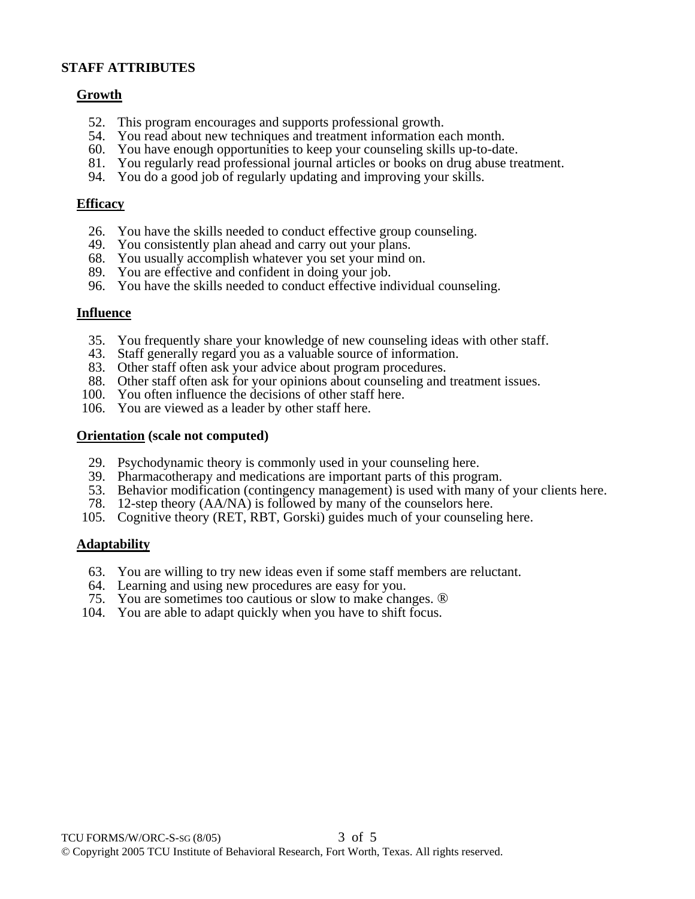## STAFF ATTRIBUTES

### Growth

52. This program encourages and supports professional growth.
54. You read about new techniques and treatment information each month.
60. You have enough opportunities to keep your counseling skills up-to-date.
81. You regularly read professional journal articles or books on drug abuse treatment.
94. You do a good job of regularly updating and improving your skills.

### Efficacy

26. You have the skills needed to conduct effective group counseling.
49. You consistently plan ahead and carry out your plans.
68. You usually accomplish whatever you set your mind on.
89. You are effective and confident in doing your job.
96. You have the skills needed to conduct effective individual counseling.

### Influence

35. You frequently share your knowledge of new counseling ideas with other staff.
43. Staff generally regard you as a valuable source of information.
83. Other staff often ask your advice about program procedures.
88. Other staff often ask for your opinions about counseling and treatment issues.
100. You often influence the decisions of other staff here.
106. You are viewed as a leader by other staff here.

### Orientation (scale not computed)

29. Psychodynamic theory is commonly used in your counseling here.
39. Pharmacotherapy and medications are important parts of this program.
53. Behavior modification (contingency management) is used with many of your clients here.
78. 12-step theory (AA/NA) is followed by many of the counselors here.
105. Cognitive theory (RET, RBT, Gorski) guides much of your counseling here.

### Adaptability

63. You are willing to try new ideas even if some staff members are reluctant.
64. Learning and using new procedures are easy for you.
75. You are sometimes too cautious or slow to make changes. ®
104. You are able to adapt quickly when you have to shift focus.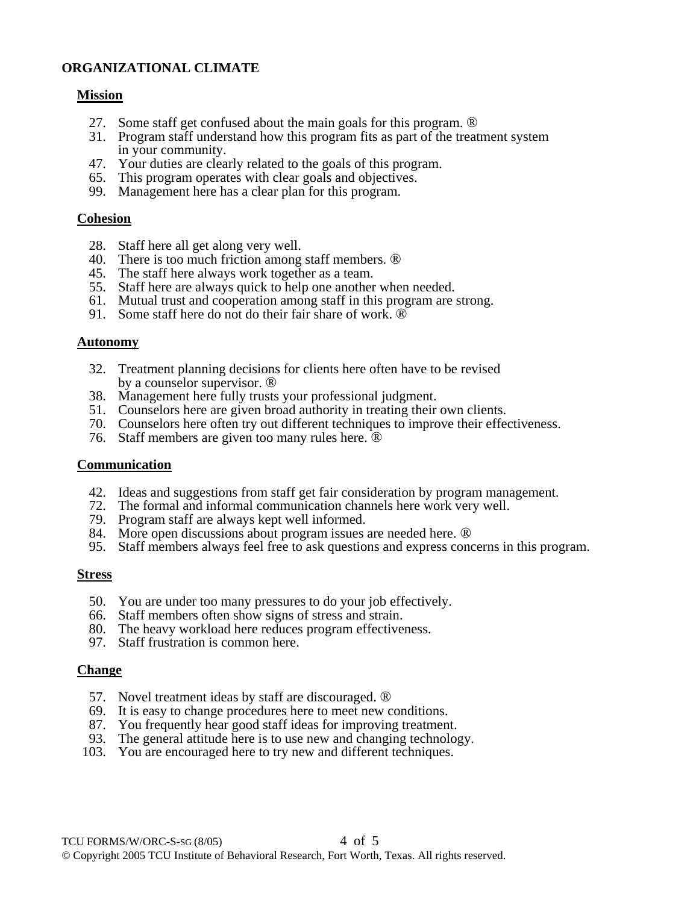## ORGANIZATIONAL CLIMATE

### Mission

27. Some staff get confused about the main goals for this program. ®
31. Program staff understand how this program fits as part of the treatment system in your community.
47. Your duties are clearly related to the goals of this program.
65. This program operates with clear goals and objectives.
99. Management here has a clear plan for this program.

### Cohesion

28. Staff here all get along very well.
40. There is too much friction among staff members. ®
45. The staff here always work together as a team.
55. Staff here are always quick to help one another when needed.
61. Mutual trust and cooperation among staff in this program are strong.
91. Some staff here do not do their fair share of work. ®

### Autonomy

32. Treatment planning decisions for clients here often have to be revised by a counselor supervisor. ®
38. Management here fully trusts your professional judgment.
51. Counselors here are given broad authority in treating their own clients.
70. Counselors here often try out different techniques to improve their effectiveness.
76. Staff members are given too many rules here. ®

### Communication

42. Ideas and suggestions from staff get fair consideration by program management.
72. The formal and informal communication channels here work very well.
79. Program staff are always kept well informed.
84. More open discussions about program issues are needed here. ®
95. Staff members always feel free to ask questions and express concerns in this program.

### Stress

50. You are under too many pressures to do your job effectively.
66. Staff members often show signs of stress and strain.
80. The heavy workload here reduces program effectiveness.
97. Staff frustration is common here.

### Change

57. Novel treatment ideas by staff are discouraged. ®
69. It is easy to change procedures here to meet new conditions.
87. You frequently hear good staff ideas for improving treatment.
93. The general attitude here is to use new and changing technology.
103. You are encouraged here to try new and different techniques.

TCU FORMS/W/ORC-S-SG (8/05)

© Copyright 2005 TCU Institute of Behavioral Research, Fort Worth, Texas. All rights reserved.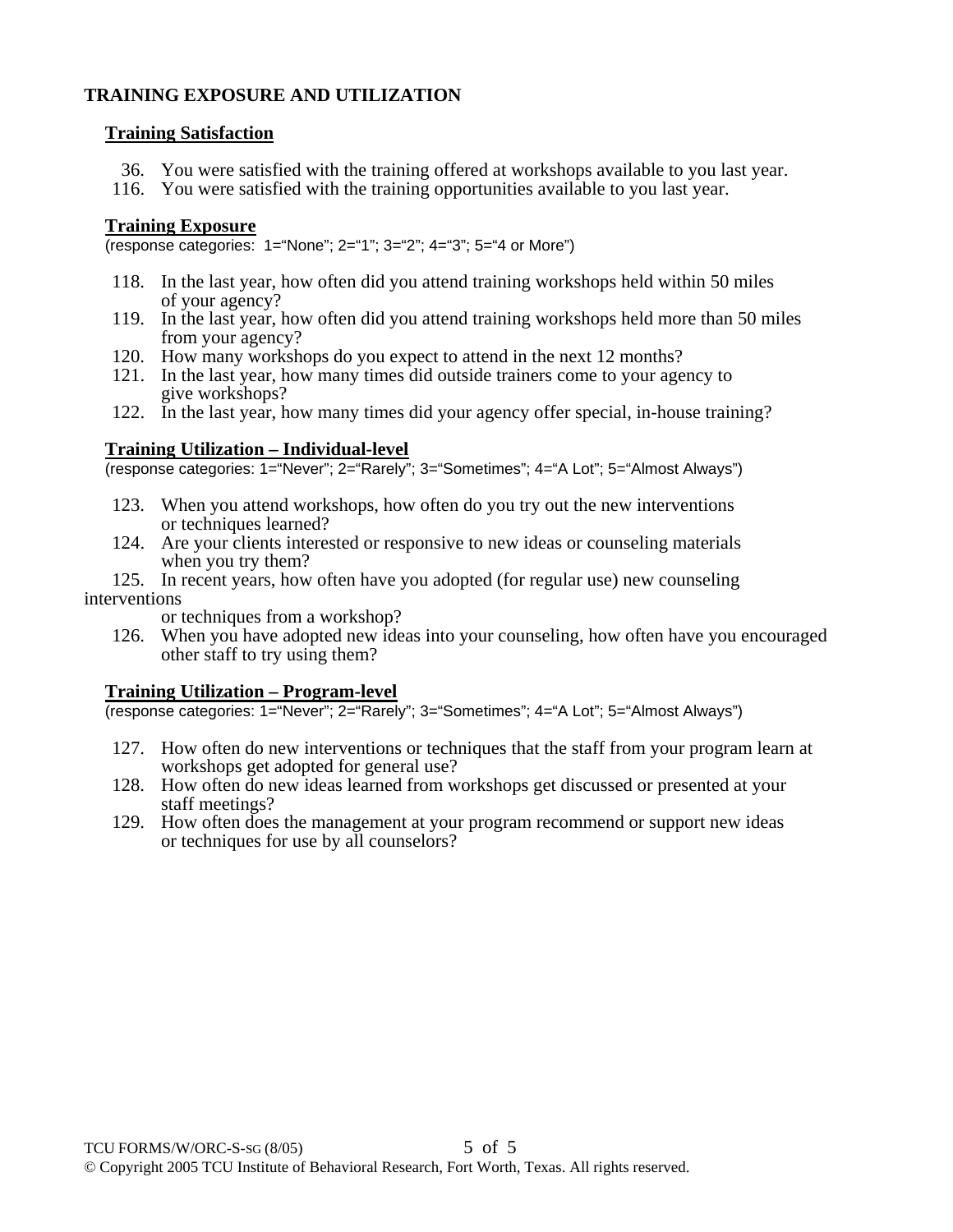## TRAINING EXPOSURE AND UTILIZATION

### Training Satisfaction

36. You were satisfied with the training offered at workshops available to you last year.
116. You were satisfied with the training opportunities available to you last year.

### Training Exposure

(response categories: 1="None"; 2="1"; 3="2"; 4="3"; 5="4 or More")

118. In the last year, how often did you attend training workshops held within 50 miles of your agency?
119. In the last year, how often did you attend training workshops held more than 50 miles from your agency?
120. How many workshops do you expect to attend in the next 12 months?
121. In the last year, how many times did outside trainers come to your agency to give workshops?
122. In the last year, how many times did your agency offer special, in-house training?

### Training Utilization – Individual-level

(response categories: 1="Never"; 2="Rarely"; 3="Sometimes"; 4="A Lot"; 5="Almost Always")

123. When you attend workshops, how often do you try out the new interventions or techniques learned?
124. Are your clients interested or responsive to new ideas or counseling materials when you try them?
125. In recent years, how often have you adopted (for regular use) new counseling interventions or techniques from a workshop?
126. When you have adopted new ideas into your counseling, how often have you encouraged other staff to try using them?

### Training Utilization – Program-level

(response categories: 1="Never"; 2="Rarely"; 3="Sometimes"; 4="A Lot"; 5="Almost Always")

127. How often do new interventions or techniques that the staff from your program learn at workshops get adopted for general use?
128. How often do new ideas learned from workshops get discussed or presented at your staff meetings?
129. How often does the management at your program recommend or support new ideas or techniques for use by all counselors?

© Copyright 2005 TCU Institute of Behavioral Research, Fort Worth, Texas. All rights reserved.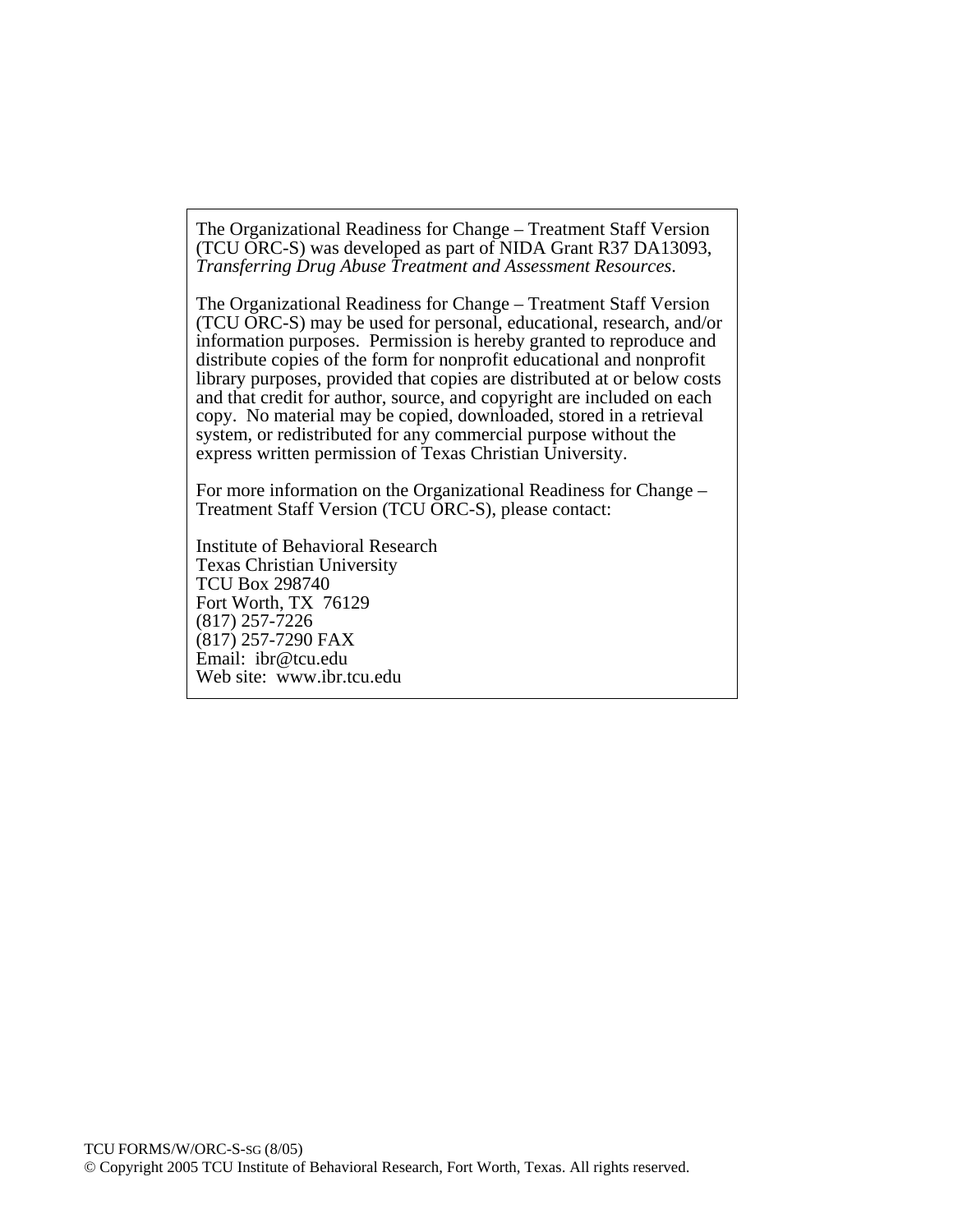The Organizational Readiness for Change – Treatment Staff Version (TCU ORC-S) was developed as part of NIDA Grant R37 DA13093, *Transferring Drug Abuse Treatment and Assessment Resources*.

The Organizational Readiness for Change – Treatment Staff Version (TCU ORC-S) may be used for personal, educational, research, and/or information purposes. Permission is hereby granted to reproduce and distribute copies of the form for nonprofit educational and nonprofit library purposes, provided that copies are distributed at or below costs and that credit for author, source, and copyright are included on each copy. No material may be copied, downloaded, stored in a retrieval system, or redistributed for any commercial purpose without the express written permission of Texas Christian University.

For more information on the Organizational Readiness for Change – Treatment Staff Version (TCU ORC-S), please contact:

Institute of Behavioral Research
Texas Christian University
TCU Box 298740
Fort Worth, TX 76129
(817) 257-7226
(817) 257-7290 FAX
Email: ibr@tcu.edu
Web site: www.ibr.tcu.edu